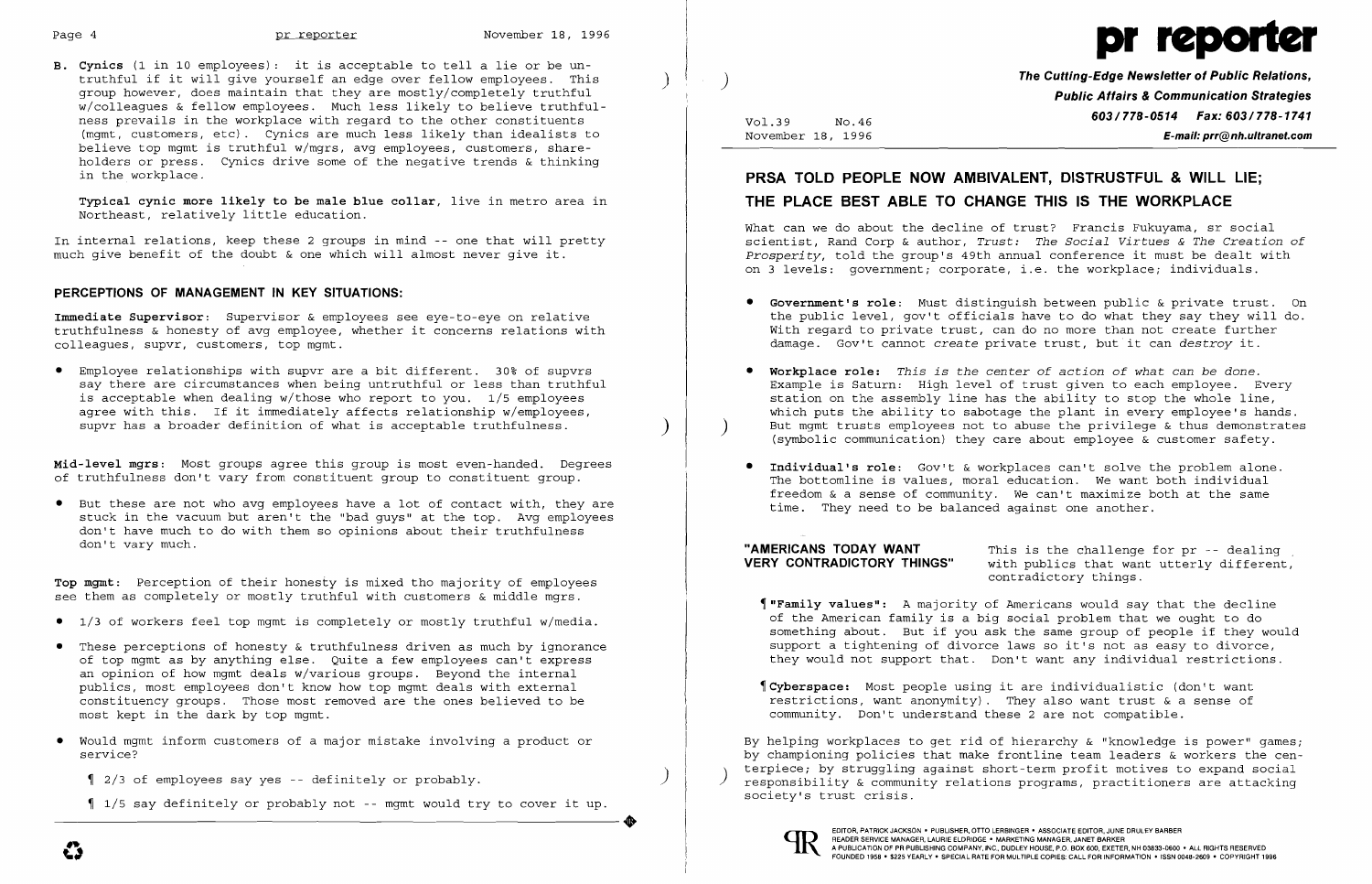**B. Cynics** (1 in 10 employees): it is acceptable to tell a lie or be untruthful if it will give yourself an edge over fellow employees. This group however, does maintain that they are mostly/completely truthful w/colleagues & fellow employees. Much less likely to believe truthfulness prevails in the workplace with regard to the other constituents (mgmt, customers, etc). Cynics are much less likely than idealists to believe top mgmt is truthful w/mgrs, avg employees, customers, shareholders or press. Cynics drive some of the negative trends & thinking in the workplace.

**Typical cynic more likely to be male blue collar**, live in metro area in Northeast, relatively little education.

In internal relations, keep these 2 groups in mind -- one that will pretty much give benefit of the doubt & one which will almost never give it.

## PERCEPTIONS OF MANAGEMENT IN KEY SITUATIONS:

**Immediate Supervisor**: Supervisor & employees see eye-to-eye on relative truthfulness & honesty of avg employee, whether it concerns relations with colleagues, supvr, customers, top mgmt.

- Employee relationships with supvr are a bit different. 30% of supvrs say there are circumstances when being untruthful or less than truthful is acceptable when dealing w/those who report to you. 1/5 employees agree with this. If it immediately affects relationship w/employees, supvr has a broader definition of what is acceptable truthfulness.

**Mid-level mgrs**: Most groups agree this group is most even-handed. Degrees of truthfulness don't vary from constituent group to constituent group.

- But these are not who avg employees have a lot of contact with, they are stuck in the vacuum but aren't the "bad guys" at the top. Avg employees don't have much to do with them so opinions about their truthfulness don't vary much.

**Top mgmt**: Perception of their honesty is mixed tho majority of employees see them as completely or mostly truthful with customers & middle mgrs.

- 1/3 of workers feel top mgmt is completely or mostly truthful w/media.
- These perceptions of honesty & truthfulness driven as much by ignorance of top mgmt as by anything else. Quite a few employees can't express an opinion of how mgmt deals w/various groups. Beyond the internal publics, most employees don't know how top mgmt deals with external constituency groups. Those most removed are the ones believed to be most kept in the dark by top mgmt.
- Would mgmt inform customers of a major mistake involving a product or service?
  - ¶ 2/3 of employees say yes -- definitely or probably.
  - ¶ 1/5 say definitely or probably not -- mgmt would try to cover it up.

# pr reporter

**The Cutting-Edge Newsletter of Public Relations, Public Affairs & Communication Strategies**
**603/778-0514 Fax: 603/778-1741**
**E-mail: prr@nh.ultranet.com**

Vol.39 No.46
November 18, 1996

## PRSA TOLD PEOPLE NOW AMBIVALENT, DISTRUSTFUL & WILL LIE; THE PLACE BEST ABLE TO CHANGE THIS IS THE WORKPLACE

What can we do about the decline of trust? Francis Fukuyama, sr social scientist, Rand Corp & author, *Trust: The Social Virtues & The Creation of Prosperity*, told the group's 49th annual conference it must be dealt with on 3 levels: government; corporate, i.e. the workplace; individuals.

- **Government's role**: Must distinguish between public & private trust. On the public level, gov't officials have to do what they say they will do. With regard to private trust, can do no more than not create further damage. Gov't cannot *create* private trust, but it can *destroy* it.
- **Workplace role**: *This is the center of action of what can be done.* Example is Saturn: High level of trust given to each employee. Every station on the assembly line has the ability to stop the whole line, which puts the ability to sabotage the plant in every employee's hands. But mgmt trusts employees not to abuse the privilege & thus demonstrates (symbolic communication) they care about employee & customer safety.
- **Individual's role**: Gov't & workplaces can't solve the problem alone. The bottomline is values, moral education. We want both individual freedom & a sense of community. We can't maximize both at the same time. They need to be balanced against one another.

**"AMERICANS TODAY WANT VERY CONTRADICTORY THINGS"** This is the challenge for pr -- dealing with publics that want utterly different, contradictory things.

¶ **"Family values"**: A majority of Americans would say that the decline of the American family is a big social problem that we ought to do something about. But if you ask the same group of people if they would support a tightening of divorce laws so it's not as easy to divorce, they would not support that. Don't want any individual restrictions.

¶ **Cyberspace**: Most people using it are individualistic (don't want restrictions, want anonymity). They also want trust & a sense of community. Don't understand these 2 are not compatible.

By helping workplaces to get rid of hierarchy & "knowledge is power" games; by championing policies that make frontline team leaders & workers the centerpiece; by struggling against short-term profit motives to expand social responsibility & community relations programs, practitioners are attacking society's trust crisis.

EDITOR, PATRICK JACKSON • PUBLISHER, OTTO LERBINGER • ASSOCIATE EDITOR, JUNE DRULEY BARBER
READER SERVICE MANAGER, LAURIE ELDRIDGE • MARKETING MANAGER, JANET BARKER
A PUBLICATION OF PR PUBLISHING COMPANY, INC., DUDLEY HOUSE, P.O. BOX 600, EXETER, NH 03833-0600 • ALL RIGHTS RESERVED
FOUNDED 1958 • $225 YEARLY • SPECIAL RATE FOR MULTIPLE COPIES: CALL FOR INFORMATION • ISSN 0048-2609 • COPYRIGHT 1996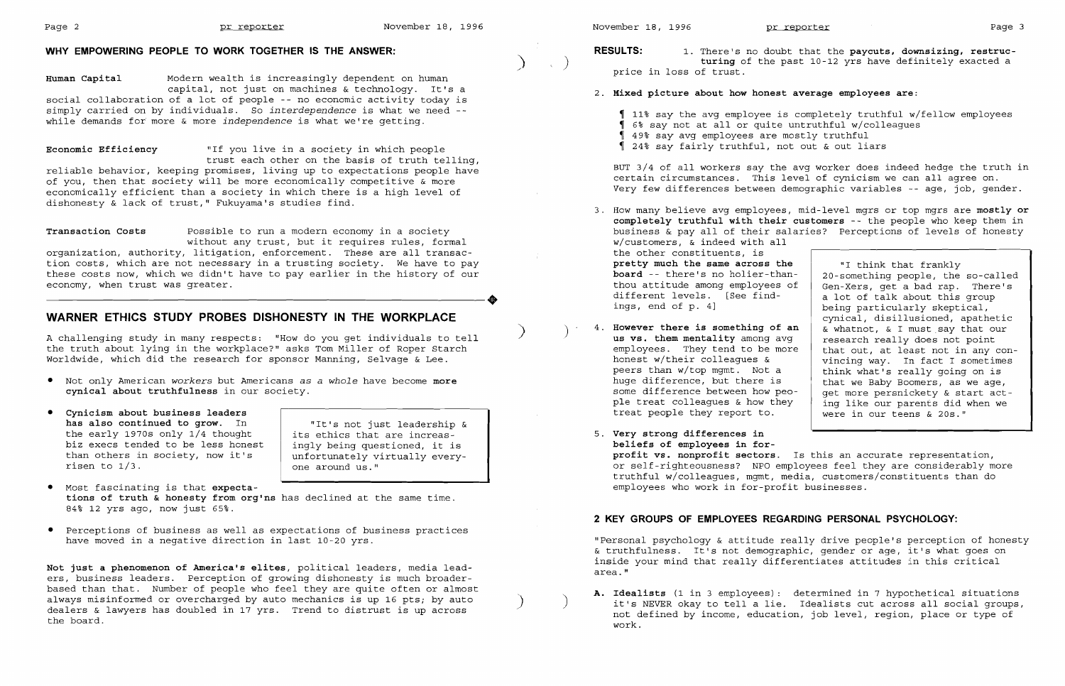## WHY EMPOWERING PEOPLE TO WORK TOGETHER IS THE ANSWER:

**Human Capital** Modern wealth is increasingly dependent on human capital, not just on machines & technology. It's a social collaboration of a lot of people -- no economic activity today is simply carried on by individuals. So *interdependence* is what we need -- while demands for more & more *independence* is what we're getting.

**Economic Efficiency** "If you live in a society in which people trust each other on the basis of truth telling, reliable behavior, keeping promises, living up to expectations people have of you, then that society will be more economically competitive & more economically efficient than a society in which there is a high level of dishonesty & lack of trust," Fukuyama's studies find.

**Transaction Costs** Possible to run a modern economy in a society without any trust, but it requires rules, formal organization, authority, litigation, enforcement. These are all transaction costs, which are not necessary in a trusting society. We have to pay these costs now, which we didn't have to pay earlier in the history of our economy, when trust was greater.

## WARNER ETHICS STUDY PROBES DISHONESTY IN THE WORKPLACE

A challenging study in many respects: "How do you get individuals to tell the truth about lying in the workplace?" asks Tom Miller of Roper Starch Worldwide, which did the research for sponsor Manning, Selvage & Lee.

- Not only American *workers* but Americans *as a whole* have become **more cynical about truthfulness** in our society.
- **Cynicism about business leaders has also continued to grow.** In the early 1970s only 1/4 thought biz execs tended to be less honest than others in society, now it's risen to 1/3.

> "It's not just leadership & its ethics that are increasingly being questioned, it is unfortunately virtually everyone around us."

- Most fascinating is that **expectations of truth & honesty from org'ns** has declined at the same time. 84% 12 yrs ago, now just 65%.
- Perceptions of business as well as expectations of business practices have moved in a negative direction in last 10-20 yrs.

**Not just a phenomenon of America's elites**, political leaders, media leaders, business leaders. Perception of growing dishonesty is much broader-based than that. Number of people who feel they are quite often or almost always misinformed or overcharged by auto mechanics is up 16 pts; by auto dealers & lawyers has doubled in 17 yrs. Trend to distrust is up across the board.

**RESULTS:**

1. There's no doubt that the **paycuts, downsizing, restructuring** of the past 10-12 yrs have definitely exacted a price in loss of trust.

2. **Mixed picture about how honest average employees are:**

   ¶ 11% say the avg employee is completely truthful w/fellow employees
   ¶ 6% say not at all or quite untruthful w/colleagues
   ¶ 49% say avg employees are mostly truthful
   ¶ 24% say fairly truthful, not out & out liars

   BUT 3/4 of all workers say the avg worker does indeed hedge the truth in certain circumstances. This level of cynicism we can all agree on. Very few differences between demographic variables -- age, job, gender.

3. How many believe avg employees, mid-level mgrs or top mgrs are **mostly or completely truthful with their customers** -- the people who keep them in business & pay all of their salaries? Perceptions of levels of honesty w/customers, & indeed with all the other constituents, is **pretty much the same across the board** -- there's no holier-than-thou attitude among employees of different levels. [See findings, end of p. 4]

4. **However there is something of an us vs. them mentality** among avg employees. They tend to be more honest w/their colleagues & peers than w/top mgmt. Not a huge difference, but there is some difference between how people treat colleagues & how they treat people they report to.

> "I think that frankly 20-something people, the so-called Gen-Xers, get a bad rap. There's a lot of talk about this group being particularly skeptical, cynical, disillusioned, apathetic & whatnot, & I must say that our research really does not point that out, at least not in any convincing way. In fact I sometimes think what's really going on is that we Baby Boomers, as we age, get more persnickety & start acting like our parents did when we were in our teens & 20s."

5. **Very strong differences in beliefs of employees in for-profit vs. nonprofit sectors.** Is this an accurate representation, or self-righteousness? NPO employees feel they are considerably more truthful w/colleagues, mgmt, media, customers/constituents than do employees who work in for-profit businesses.

## 2 KEY GROUPS OF EMPLOYEES REGARDING PERSONAL PSYCHOLOGY:

"Personal psychology & attitude really drive people's perception of honesty & truthfulness. It's not demographic, gender or age, it's what goes on inside your mind that really differentiates attitudes in this critical area."

**A. Idealists** (1 in 3 employees): determined in 7 hypothetical situations it's NEVER okay to tell a lie. Idealists cut across all social groups, not defined by income, education, job level, region, place or type of work.